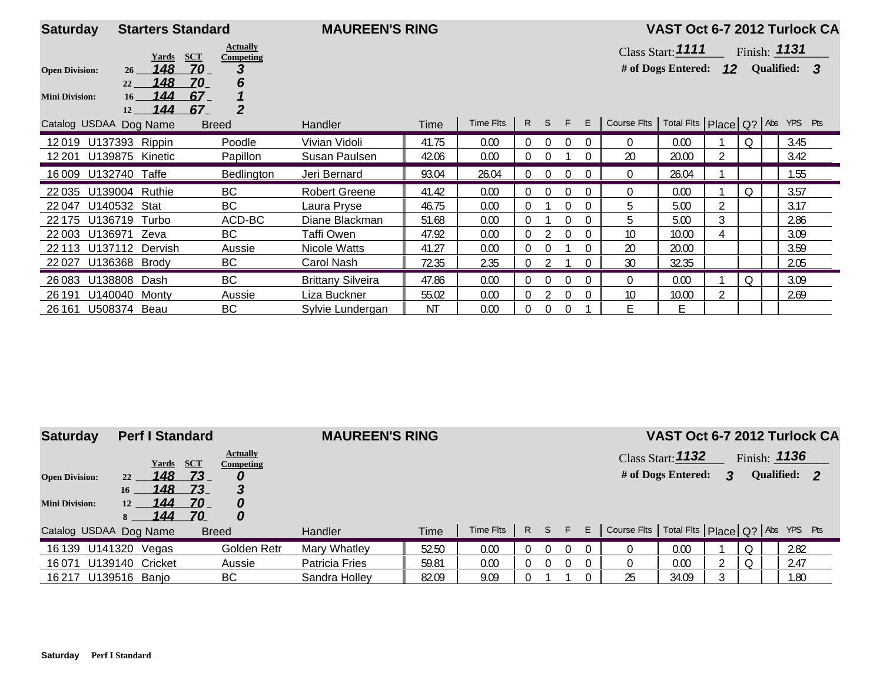## Saturday — Starters Standard — MAUREEN'S RING — VAST Oct 6-7 2012 Turlock CA

| Division | Height | Yards | SCT | Actually Competing |
|---|---|---|---|---|
| Open Division: | 26 | 148 | 70 | 3 |
| | 22 | 148 | 70 | 6 |
| Mini Division: | 16 | 144 | 67 | 1 |
| | 12 | 144 | 67 | 2 |

Class Start: **1111** Finish: **1131**

\# of Dogs Entered: **12** Qualified: **3**

| Catalog | USDAA | Dog Name | Breed | Handler | Time | Time Flts | R | S | F | E | Course Flts | Total Flts | Place | Q? | Abs | YPS | Pts |
|---|---|---|---|---|---|---|---|---|---|---|---|---|---|---|---|---|---|
| 12 019 | U137393 | Rippin | Poodle | Vivian Vidoli | 41.75 | 0.00 | 0 | 0 | 0 | 0 | 0 | 0.00 | 1 | Q | | 3.45 | |
| 12 201 | U139875 | Kinetic | Papillon | Susan Paulsen | 42.06 | 0.00 | 0 | 0 | 1 | 0 | 20 | 20.00 | 2 | | | 3.42 | |
| 16 009 | U132740 | Taffe | Bedlington | Jeri Bernard | 93.04 | 26.04 | 0 | 0 | 0 | 0 | 0 | 26.04 | 1 | | | 1.55 | |
| 22 035 | U139004 | Ruthie | BC | Robert Greene | 41.42 | 0.00 | 0 | 0 | 0 | 0 | 0 | 0.00 | 1 | Q | | 3.57 | |
| 22 047 | U140532 | Stat | BC | Laura Pryse | 46.75 | 0.00 | 0 | 1 | 0 | 0 | 5 | 5.00 | 2 | | | 3.17 | |
| 22 175 | U136719 | Turbo | ACD-BC | Diane Blackman | 51.68 | 0.00 | 0 | 1 | 0 | 0 | 5 | 5.00 | 3 | | | 2.86 | |
| 22 003 | U136971 | Zeva | BC | Taffi Owen | 47.92 | 0.00 | 0 | 2 | 0 | 0 | 10 | 10.00 | 4 | | | 3.09 | |
| 22 113 | U137112 | Dervish | Aussie | Nicole Watts | 41.27 | 0.00 | 0 | 0 | 1 | 0 | 20 | 20.00 | | | | 3.59 | |
| 22 027 | U136368 | Brody | BC | Carol Nash | 72.35 | 2.35 | 0 | 2 | 1 | 0 | 30 | 32.35 | | | | 2.05 | |
| 26 083 | U138808 | Dash | BC | Brittany Silveira | 47.86 | 0.00 | 0 | 0 | 0 | 0 | 0 | 0.00 | 1 | Q | | 3.09 | |
| 26 191 | U140040 | Monty | Aussie | Liza Buckner | 55.02 | 0.00 | 0 | 2 | 0 | 0 | 10 | 10.00 | 2 | | | 2.69 | |
| 26 161 | U508374 | Beau | BC | Sylvie Lundergan | NT | 0.00 | 0 | 0 | 0 | 1 | E | E | | | | | |

## Saturday — Perf I Standard — MAUREEN'S RING — VAST Oct 6-7 2012 Turlock CA

| Division | Height | Yards | SCT | Actually Competing |
|---|---|---|---|---|
| Open Division: | 22 | 148 | 73 | 0 |
| | 16 | 148 | 73 | 3 |
| Mini Division: | 12 | 144 | 70 | 0 |
| | 8 | 144 | 70 | 0 |

Class Start: **1132** Finish: **1136**

\# of Dogs Entered: **3** Qualified: **2**

| Catalog | USDAA | Dog Name | Breed | Handler | Time | Time Flts | R | S | F | E | Course Flts | Total Flts | Place | Q? | Abs | YPS | Pts |
|---|---|---|---|---|---|---|---|---|---|---|---|---|---|---|---|---|---|
| 16 139 | U141320 | Vegas | Golden Retr | Mary Whatley | 52.50 | 0.00 | 0 | 0 | 0 | 0 | 0 | 0.00 | 1 | Q | | 2.82 | |
| 16 071 | U139140 | Cricket | Aussie | Patricia Fries | 59.81 | 0.00 | 0 | 0 | 0 | 0 | 0 | 0.00 | 2 | Q | | 2.47 | |
| 16 217 | U139516 | Banjo | BC | Sandra Holley | 82.09 | 9.09 | 0 | 1 | 1 | 0 | 25 | 34.09 | 3 | | | 1.80 | |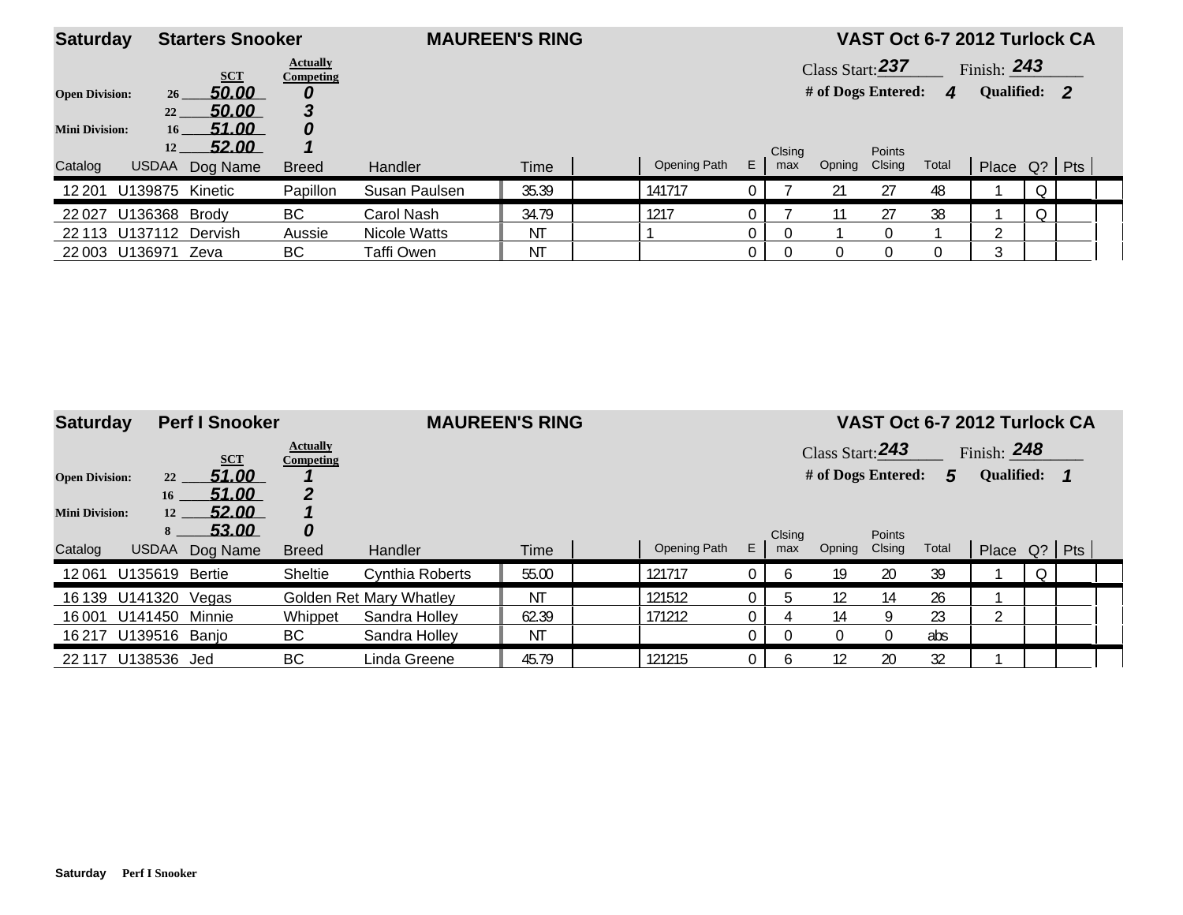## Saturday — Starters Snooker — MAUREEN'S RING — VAST Oct 6-7 2012 Turlock CA

| Division | Height | SCT | Actually Competing |
|---|---|---|---|
| Open Division: | 26 | 50.00 | 0 |
| | 22 | 50.00 | 3 |
| Mini Division: | 16 | 51.00 | 0 |
| | 12 | 52.00 | 1 |

Class Start: 237 Finish: 243

# of Dogs Entered: 4 Qualified: 2

| Catalog | USDAA | Dog Name | Breed | Handler | Time | Opening Path | E | Clsing max | Opning | Points Clsing | Total | Place | Q? | Pts |
|---|---|---|---|---|---|---|---|---|---|---|---|---|---|---|
| 12 201 | U139875 | Kinetic | Papillon | Susan Paulsen | 35.39 | 141717 | 0 | 7 | 21 | 27 | 48 | 1 | Q | |
| 22 027 | U136368 | Brody | BC | Carol Nash | 34.79 | 1217 | 0 | 7 | 11 | 27 | 38 | 1 | Q | |
| 22 113 | U137112 | Dervish | Aussie | Nicole Watts | NT | 1 | 0 | 0 | 1 | 0 | 1 | 2 | | |
| 22 003 | U136971 | Zeva | BC | Taffi Owen | NT | | 0 | 0 | 0 | 0 | 0 | 3 | | |

## Saturday — Perf I Snooker — MAUREEN'S RING — VAST Oct 6-7 2012 Turlock CA

| Division | Height | SCT | Actually Competing |
|---|---|---|---|
| Open Division: | 22 | 51.00 | 1 |
| | 16 | 51.00 | 2 |
| Mini Division: | 12 | 52.00 | 1 |
| | 8 | 53.00 | 0 |

Class Start: 243 Finish: 248

# of Dogs Entered: 5 Qualified: 1

| Catalog | USDAA | Dog Name | Breed | Handler | Time | Opening Path | E | Clsing max | Opning | Points Clsing | Total | Place | Q? | Pts |
|---|---|---|---|---|---|---|---|---|---|---|---|---|---|---|
| 12 061 | U135619 | Bertie | Sheltie | Cynthia Roberts | 55.00 | 121717 | 0 | 6 | 19 | 20 | 39 | 1 | Q | |
| 16 139 | U141320 | Vegas | Golden Ret | Mary Whatley | NT | 121512 | 0 | 5 | 12 | 14 | 26 | 1 | | |
| 16 001 | U141450 | Minnie | Whippet | Sandra Holley | 62.39 | 171212 | 0 | 4 | 14 | 9 | 23 | 2 | | |
| 16 217 | U139516 | Banjo | BC | Sandra Holley | NT | | 0 | 0 | 0 | 0 | abs | | | |
| 22 117 | U138536 | Jed | BC | Linda Greene | 45.79 | 121215 | 0 | 6 | 12 | 20 | 32 | 1 | | |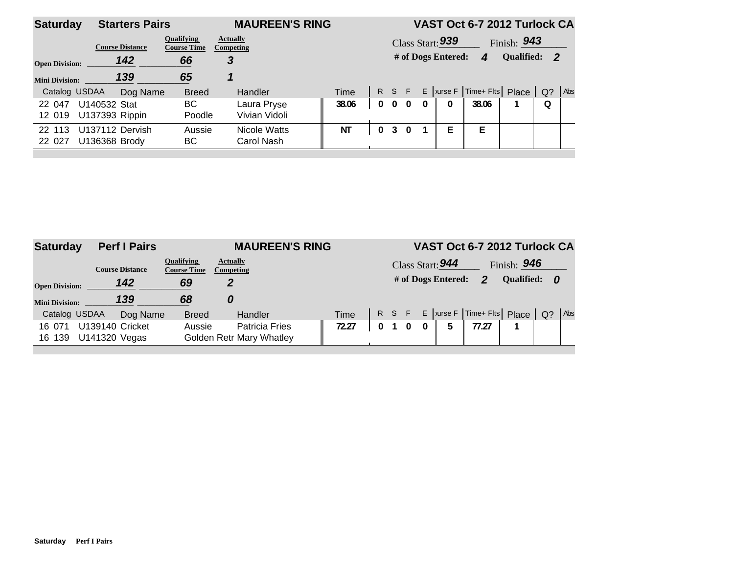## Saturday — Starters Pairs — MAUREEN'S RING — VAST Oct 6-7 2012 Turlock CA

| | Course Distance | Qualifying Course Time | Actually Competing |
|---|---|---|---|
| Open Division: | 142 | 66 | 3 |
| Mini Division: | 139 | 65 | 1 |

Class Start: 939 Finish: 943

\# of Dogs Entered: 4 Qualified: 2

| Catalog | USDAA | Dog Name | Breed | Handler | Time | R | S | F | E | Course F | Time+ Flts | Place | Q? | Abs |
|---|---|---|---|---|---|---|---|---|---|---|---|---|---|---|
| 22 047 | U140532 | Stat | BC | Laura Pryse | 38.06 | 0 | 0 | 0 | 0 | 0 | 38.06 | 1 | Q | |
| 12 019 | U137393 | Rippin | Poodle | Vivian Vidoli | | | | | | | | | | |
| 22 113 | U137112 | Dervish | Aussie | Nicole Watts | NT | 0 | 3 | 0 | 1 | E | E | | | |
| 22 027 | U136368 | Brody | BC | Carol Nash | | | | | | | | | | |

## Saturday — Perf I Pairs — MAUREEN'S RING — VAST Oct 6-7 2012 Turlock CA

| | Course Distance | Qualifying Course Time | Actually Competing |
|---|---|---|---|
| Open Division: | 142 | 69 | 2 |
| Mini Division: | 139 | 68 | 0 |

Class Start: 944 Finish: 946

\# of Dogs Entered: 2 Qualified: 0

| Catalog | USDAA | Dog Name | Breed | Handler | Time | R | S | F | E | Course F | Time+ Flts | Place | Q? | Abs |
|---|---|---|---|---|---|---|---|---|---|---|---|---|---|---|
| 16 071 | U139140 | Cricket | Aussie | Patricia Fries | 72.27 | 0 | 1 | 0 | 0 | 5 | 77.27 | 1 | | |
| 16 139 | U141320 | Vegas | Golden Retr | Mary Whatley | | | | | | | | | | |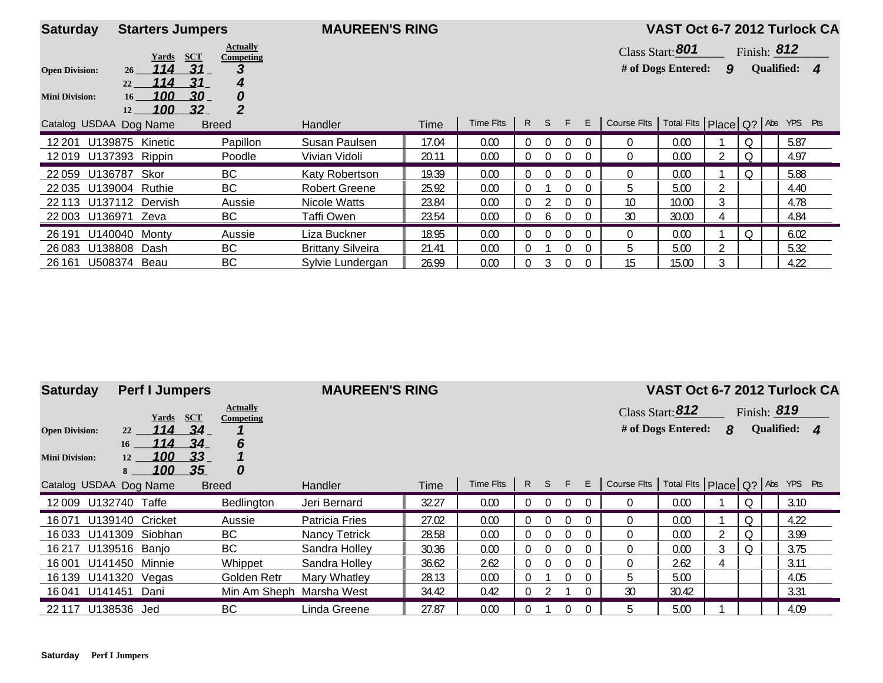## Saturday Starters Jumpers — MAUREEN'S RING — VAST Oct 6-7 2012 Turlock CA

| | | Yards | SCT | Actually Competing |
|---|---|---|---|---|
| **Open Division:** | 26 | 114 | 31 | 3 |
| | 22 | 114 | 31 | 4 |
| **Mini Division:** | 16 | 100 | 30 | 0 |
| | 12 | 100 | 32 | 2 |

Class Start: *801* Finish: *812*

**# of Dogs Entered:** *9* **Qualified:** *4*

| Catalog | USDAA | Dog Name | Breed | Handler | Time | Time Flts | R | S | F | E | Course Flts | Total Flts | Place | Q? | Abs | YPS | Pts |
|---|---|---|---|---|---|---|---|---|---|---|---|---|---|---|---|---|---|
| 12 201 | U139875 | Kinetic | Papillon | Susan Paulsen | 17.04 | 0.00 | 0 | 0 | 0 | 0 | 0 | 0.00 | 1 | Q | | 5.87 | |
| 12 019 | U137393 | Rippin | Poodle | Vivian Vidoli | 20.11 | 0.00 | 0 | 0 | 0 | 0 | 0 | 0.00 | 2 | Q | | 4.97 | |
| 22 059 | U136787 | Skor | BC | Katy Robertson | 19.39 | 0.00 | 0 | 0 | 0 | 0 | 0 | 0.00 | 1 | Q | | 5.88 | |
| 22 035 | U139004 | Ruthie | BC | Robert Greene | 25.92 | 0.00 | 0 | 1 | 0 | 0 | 5 | 5.00 | 2 | | | 4.40 | |
| 22 113 | U137112 | Dervish | Aussie | Nicole Watts | 23.84 | 0.00 | 0 | 2 | 0 | 0 | 10 | 10.00 | 3 | | | 4.78 | |
| 22 003 | U136971 | Zeva | BC | Taffi Owen | 23.54 | 0.00 | 0 | 6 | 0 | 0 | 30 | 30.00 | 4 | | | 4.84 | |
| 26 191 | U140040 | Monty | Aussie | Liza Buckner | 18.95 | 0.00 | 0 | 0 | 0 | 0 | 0 | 0.00 | 1 | Q | | 6.02 | |
| 26 083 | U138808 | Dash | BC | Brittany Silveira | 21.41 | 0.00 | 0 | 1 | 0 | 0 | 5 | 5.00 | 2 | | | 5.32 | |
| 26 161 | U508374 | Beau | BC | Sylvie Lundergan | 26.99 | 0.00 | 0 | 3 | 0 | 0 | 15 | 15.00 | 3 | | | 4.22 | |

## Saturday Perf I Jumpers — MAUREEN'S RING — VAST Oct 6-7 2012 Turlock CA

| | | Yards | SCT | Actually Competing |
|---|---|---|---|---|
| **Open Division:** | 22 | 114 | 34 | 1 |
| | 16 | 114 | 34 | 6 |
| **Mini Division:** | 12 | 100 | 33 | 1 |
| | 8 | 100 | 35 | 0 |

Class Start: *812* Finish: *819*

**# of Dogs Entered:** *8* **Qualified:** *4*

| Catalog | USDAA | Dog Name | Breed | Handler | Time | Time Flts | R | S | F | E | Course Flts | Total Flts | Place | Q? | Abs | YPS | Pts |
|---|---|---|---|---|---|---|---|---|---|---|---|---|---|---|---|---|---|
| 12 009 | U132740 | Taffe | Bedlington | Jeri Bernard | 32.27 | 0.00 | 0 | 0 | 0 | 0 | 0 | 0.00 | 1 | Q | | 3.10 | |
| 16 071 | U139140 | Cricket | Aussie | Patricia Fries | 27.02 | 0.00 | 0 | 0 | 0 | 0 | 0 | 0.00 | 1 | Q | | 4.22 | |
| 16 033 | U141309 | Siobhan | BC | Nancy Tetrick | 28.58 | 0.00 | 0 | 0 | 0 | 0 | 0 | 0.00 | 2 | Q | | 3.99 | |
| 16 217 | U139516 | Banjo | BC | Sandra Holley | 30.36 | 0.00 | 0 | 0 | 0 | 0 | 0 | 0.00 | 3 | Q | | 3.75 | |
| 16 001 | U141450 | Minnie | Whippet | Sandra Holley | 36.62 | 2.62 | 0 | 0 | 0 | 0 | 0 | 2.62 | 4 | | | 3.11 | |
| 16 139 | U141320 | Vegas | Golden Retr | Mary Whatley | 28.13 | 0.00 | 0 | 1 | 0 | 0 | 5 | 5.00 | | | | 4.05 | |
| 16 041 | U141451 | Dani | Min Am Sheph | Marsha West | 34.42 | 0.42 | 0 | 2 | 1 | 0 | 30 | 30.42 | | | | 3.31 | |
| 22 117 | U138536 | Jed | BC | Linda Greene | 27.87 | 0.00 | 0 | 1 | 0 | 0 | 5 | 5.00 | 1 | | | 4.09 | |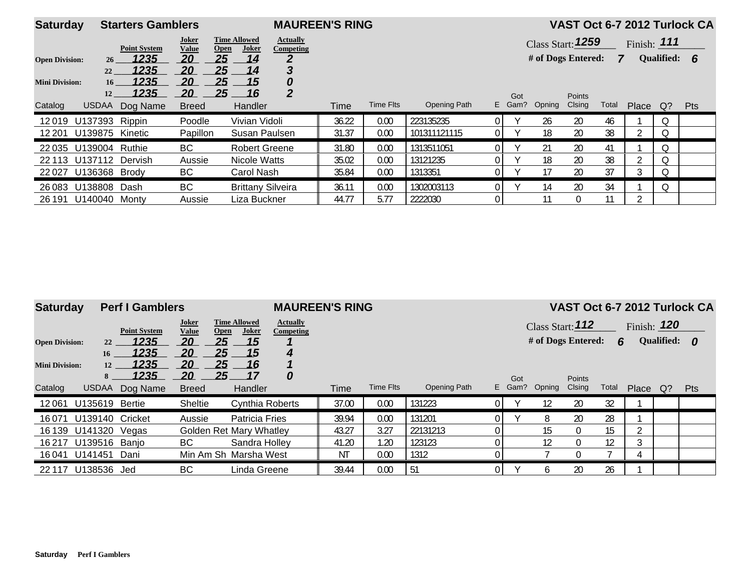## Saturday Starters Gamblers MAUREEN'S RING VAST Oct 6-7 2012 Turlock CA

| Division | Height | Point System | Joker Value | Time Allowed Open | Time Allowed Joker | Actually Competing |
|---|---|---|---|---|---|---|
| Open Division: | 26 | 1235 | 20 | 25 | 14 | 2 |
| | 22 | 1235 | 20 | 25 | 14 | 3 |
| Mini Division: | 16 | 1235 | 20 | 25 | 15 | 0 |
| | 12 | 1235 | 20 | 25 | 16 | 2 |

Class Start: 1259 Finish: 111

**# of Dogs Entered:** 7 **Qualified:** 6

| Catalog | USDAA | Dog Name | Breed | Handler | Time | Time Flts | Opening Path | E | Got Gam? | Opning | Points Clsing | Total | Place | Q? | Pts |
|---|---|---|---|---|---|---|---|---|---|---|---|---|---|---|---|
| 12 019 | U137393 | Rippin | Poodle | Vivian Vidoli | 36.22 | 0.00 | 223135235 | 0 | Y | 26 | 20 | 46 | 1 | Q | |
| 12 201 | U139875 | Kinetic | Papillon | Susan Paulsen | 31.37 | 0.00 | 101311121115 | 0 | Y | 18 | 20 | 38 | 2 | Q | |
| 22 035 | U139004 | Ruthie | BC | Robert Greene | 31.80 | 0.00 | 1313511051 | 0 | Y | 21 | 20 | 41 | 1 | Q | |
| 22 113 | U137112 | Dervish | Aussie | Nicole Watts | 35.02 | 0.00 | 13121235 | 0 | Y | 18 | 20 | 38 | 2 | Q | |
| 22 027 | U136368 | Brody | BC | Carol Nash | 35.84 | 0.00 | 1313351 | 0 | Y | 17 | 20 | 37 | 3 | Q | |
| 26 083 | U138808 | Dash | BC | Brittany Silveira | 36.11 | 0.00 | 1302003113 | 0 | Y | 14 | 20 | 34 | 1 | Q | |
| 26 191 | U140040 | Monty | Aussie | Liza Buckner | 44.77 | 5.77 | 2222030 | 0 | | 11 | 0 | 11 | 2 | | |

## Saturday Perf I Gamblers MAUREEN'S RING VAST Oct 6-7 2012 Turlock CA

| Division | Height | Point System | Joker Value | Time Allowed Open | Time Allowed Joker | Actually Competing |
|---|---|---|---|---|---|---|
| Open Division: | 22 | 1235 | 20 | 25 | 15 | 1 |
| | 16 | 1235 | 20 | 25 | 15 | 4 |
| Mini Division: | 12 | 1235 | 20 | 25 | 16 | 1 |
| | 8 | 1235 | 20 | 25 | 17 | 0 |

Class Start: 112 Finish: 120

**# of Dogs Entered:** 6 **Qualified:** 0

| Catalog | USDAA | Dog Name | Breed | Handler | Time | Time Flts | Opening Path | E | Got Gam? | Opning | Points Clsing | Total | Place | Q? | Pts |
|---|---|---|---|---|---|---|---|---|---|---|---|---|---|---|---|
| 12 061 | U135619 | Bertie | Sheltie | Cynthia Roberts | 37.00 | 0.00 | 131223 | 0 | Y | 12 | 20 | 32 | 1 | | |
| 16 071 | U139140 | Cricket | Aussie | Patricia Fries | 39.94 | 0.00 | 131201 | 0 | Y | 8 | 20 | 28 | 1 | | |
| 16 139 | U141320 | Vegas | Golden Ret | Mary Whatley | 43.27 | 3.27 | 22131213 | 0 | | 15 | 0 | 15 | 2 | | |
| 16 217 | U139516 | Banjo | BC | Sandra Holley | 41.20 | 1.20 | 123123 | 0 | | 12 | 0 | 12 | 3 | | |
| 16 041 | U141451 | Dani | Min Am Sh | Marsha West | NT | 0.00 | 1312 | 0 | | 7 | 0 | 7 | 4 | | |
| 22 117 | U138536 | Jed | BC | Linda Greene | 39.44 | 0.00 | 51 | 0 | Y | 6 | 20 | 26 | 1 | | |